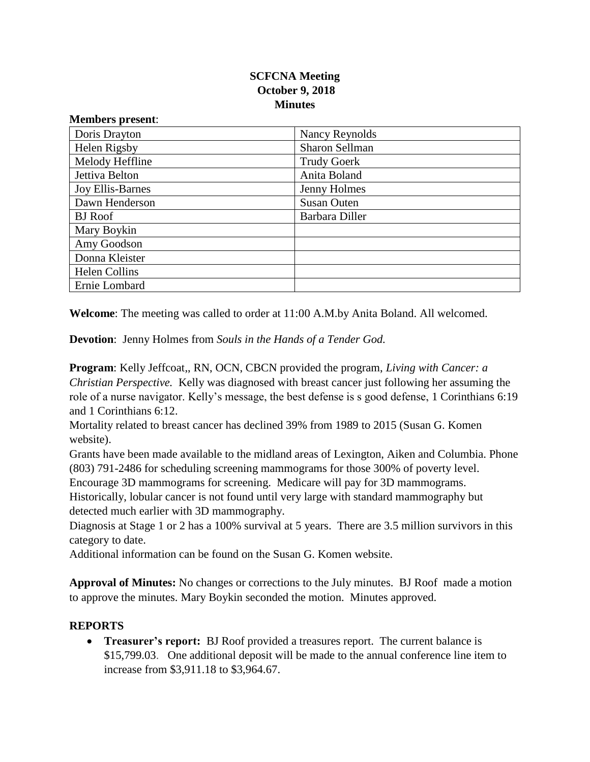**SCFCNA Meeting**
**October 9, 2018**
**Minutes**

**Members present**:

| | |
|---|---|
| Doris Drayton | Nancy Reynolds |
| Helen Rigsby | Sharon Sellman |
| Melody Heffline | Trudy Goerk |
| Jettiva Belton | Anita Boland |
| Joy Ellis-Barnes | Jenny Holmes |
| Dawn Henderson | Susan Outen |
| BJ Roof | Barbara Diller |
| Mary Boykin | |
| Amy Goodson | |
| Donna Kleister | |
| Helen Collins | |
| Ernie Lombard | |

**Welcome**: The meeting was called to order at 11:00 A.M.by Anita Boland. All welcomed.

**Devotion**: Jenny Holmes from *Souls in the Hands of a Tender God.*

**Program**: Kelly Jeffcoat,, RN, OCN, CBCN provided the program, *Living with Cancer: a Christian Perspective.* Kelly was diagnosed with breast cancer just following her assuming the role of a nurse navigator. Kelly's message, the best defense is s good defense, 1 Corinthians 6:19 and 1 Corinthians 6:12.

Mortality related to breast cancer has declined 39% from 1989 to 2015 (Susan G. Komen website).

Grants have been made available to the midland areas of Lexington, Aiken and Columbia. Phone (803) 791-2486 for scheduling screening mammograms for those 300% of poverty level.

Encourage 3D mammograms for screening. Medicare will pay for 3D mammograms.

Historically, lobular cancer is not found until very large with standard mammography but detected much earlier with 3D mammography.

Diagnosis at Stage 1 or 2 has a 100% survival at 5 years. There are 3.5 million survivors in this category to date.

Additional information can be found on the Susan G. Komen website.

**Approval of Minutes:** No changes or corrections to the July minutes. BJ Roof made a motion to approve the minutes. Mary Boykin seconded the motion. Minutes approved.

## REPORTS

- **Treasurer's report:** BJ Roof provided a treasures report. The current balance is \$15,799.03. One additional deposit will be made to the annual conference line item to increase from \$3,911.18 to \$3,964.67.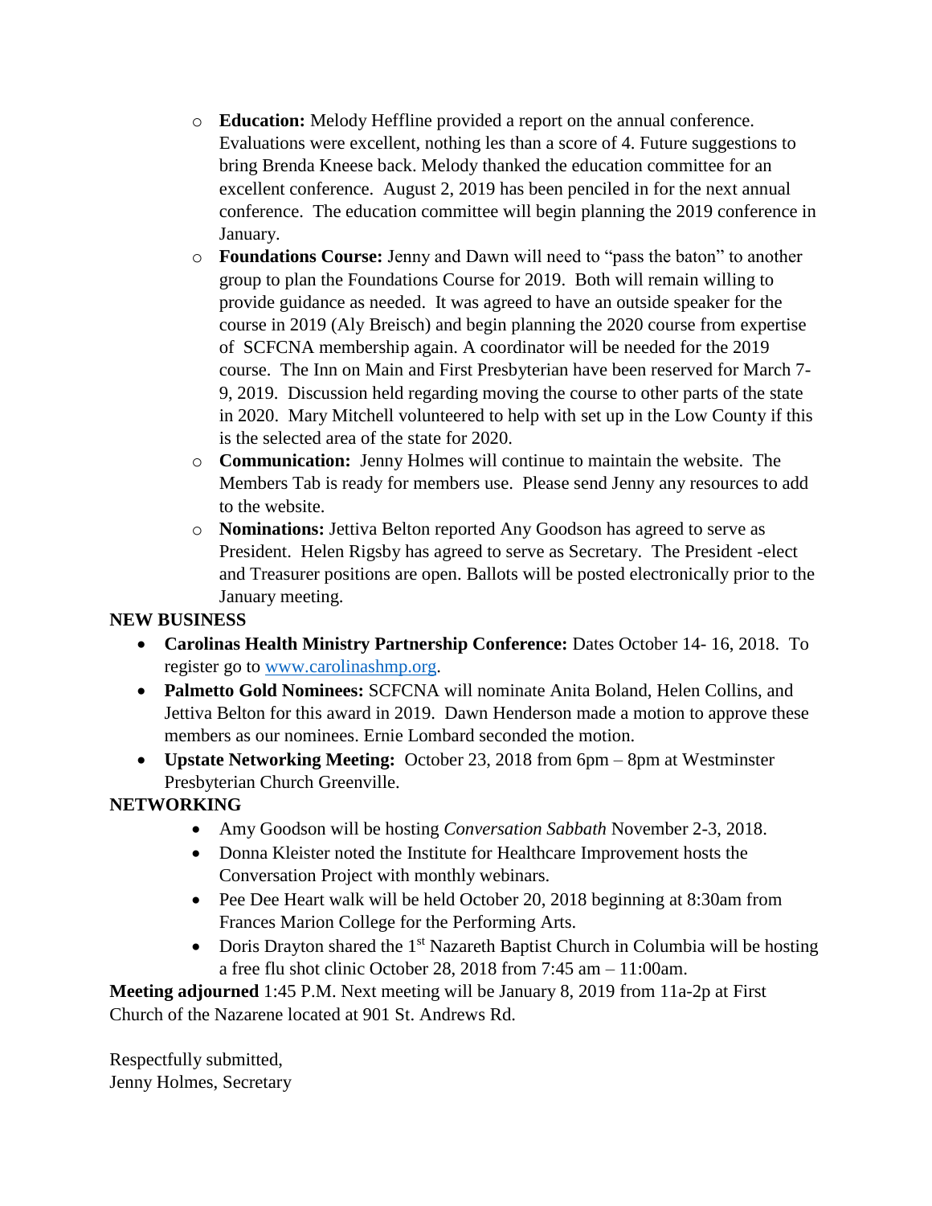- **Education:** Melody Heffline provided a report on the annual conference. Evaluations were excellent, nothing les than a score of 4. Future suggestions to bring Brenda Kneese back. Melody thanked the education committee for an excellent conference. August 2, 2019 has been penciled in for the next annual conference. The education committee will begin planning the 2019 conference in January.
- **Foundations Course:** Jenny and Dawn will need to "pass the baton" to another group to plan the Foundations Course for 2019. Both will remain willing to provide guidance as needed. It was agreed to have an outside speaker for the course in 2019 (Aly Breisch) and begin planning the 2020 course from expertise of SCFCNA membership again. A coordinator will be needed for the 2019 course. The Inn on Main and First Presbyterian have been reserved for March 7-9, 2019. Discussion held regarding moving the course to other parts of the state in 2020. Mary Mitchell volunteered to help with set up in the Low County if this is the selected area of the state for 2020.
- **Communication:** Jenny Holmes will continue to maintain the website. The Members Tab is ready for members use. Please send Jenny any resources to add to the website.
- **Nominations:** Jettiva Belton reported Any Goodson has agreed to serve as President. Helen Rigsby has agreed to serve as Secretary. The President -elect and Treasurer positions are open. Ballots will be posted electronically prior to the January meeting.

**NEW BUSINESS**

- **Carolinas Health Ministry Partnership Conference:** Dates October 14- 16, 2018. To register go to www.carolinashmp.org.
- **Palmetto Gold Nominees:** SCFCNA will nominate Anita Boland, Helen Collins, and Jettiva Belton for this award in 2019. Dawn Henderson made a motion to approve these members as our nominees. Ernie Lombard seconded the motion.
- **Upstate Networking Meeting:** October 23, 2018 from 6pm – 8pm at Westminster Presbyterian Church Greenville.

**NETWORKING**

- Amy Goodson will be hosting *Conversation Sabbath* November 2-3, 2018.
- Donna Kleister noted the Institute for Healthcare Improvement hosts the Conversation Project with monthly webinars.
- Pee Dee Heart walk will be held October 20, 2018 beginning at 8:30am from Frances Marion College for the Performing Arts.
- Doris Drayton shared the 1st Nazareth Baptist Church in Columbia will be hosting a free flu shot clinic October 28, 2018 from 7:45 am – 11:00am.

**Meeting adjourned** 1:45 P.M. Next meeting will be January 8, 2019 from 11a-2p at First Church of the Nazarene located at 901 St. Andrews Rd.

Respectfully submitted,
Jenny Holmes, Secretary